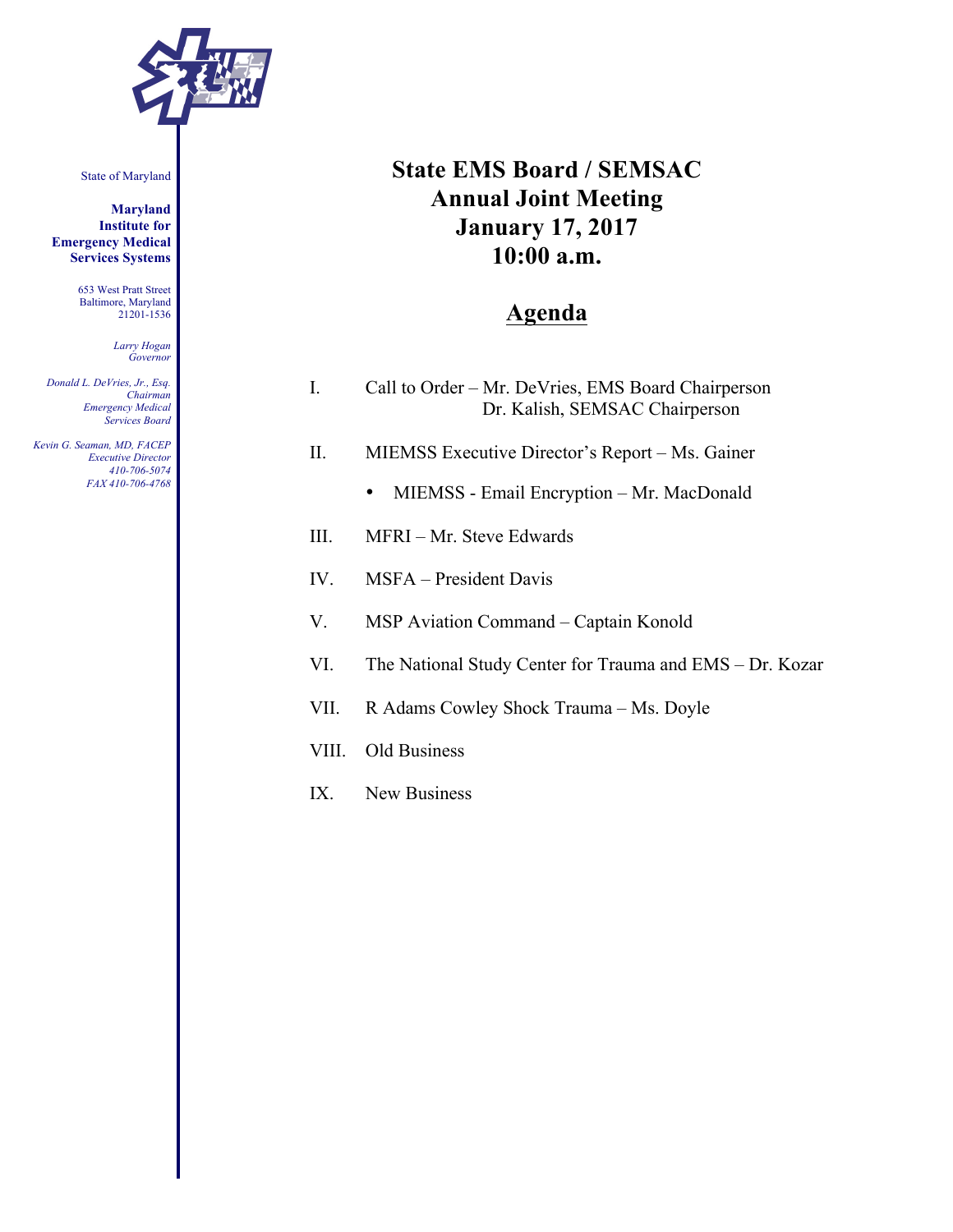State of Maryland

**Maryland Institute for Emergency Medical Services Systems**

653 West Pratt Street
Baltimore, Maryland
21201-1536

*Larry Hogan*
*Governor*

*Donald L. DeVries, Jr., Esq.*
*Chairman*
*Emergency Medical Services Board*

*Kevin G. Seaman, MD, FACEP*
*Executive Director*
*410-706-5074*
*FAX 410-706-4768*

# State EMS Board / SEMSAC Annual Joint Meeting January 17, 2017 10:00 a.m.

## Agenda

I. Call to Order – Mr. DeVries, EMS Board Chairperson
Dr. Kalish, SEMSAC Chairperson

II. MIEMSS Executive Director's Report – Ms. Gainer

- MIEMSS - Email Encryption – Mr. MacDonald

III. MFRI – Mr. Steve Edwards

IV. MSFA – President Davis

V. MSP Aviation Command – Captain Konold

VI. The National Study Center for Trauma and EMS – Dr. Kozar

VII. R Adams Cowley Shock Trauma – Ms. Doyle

VIII. Old Business

IX. New Business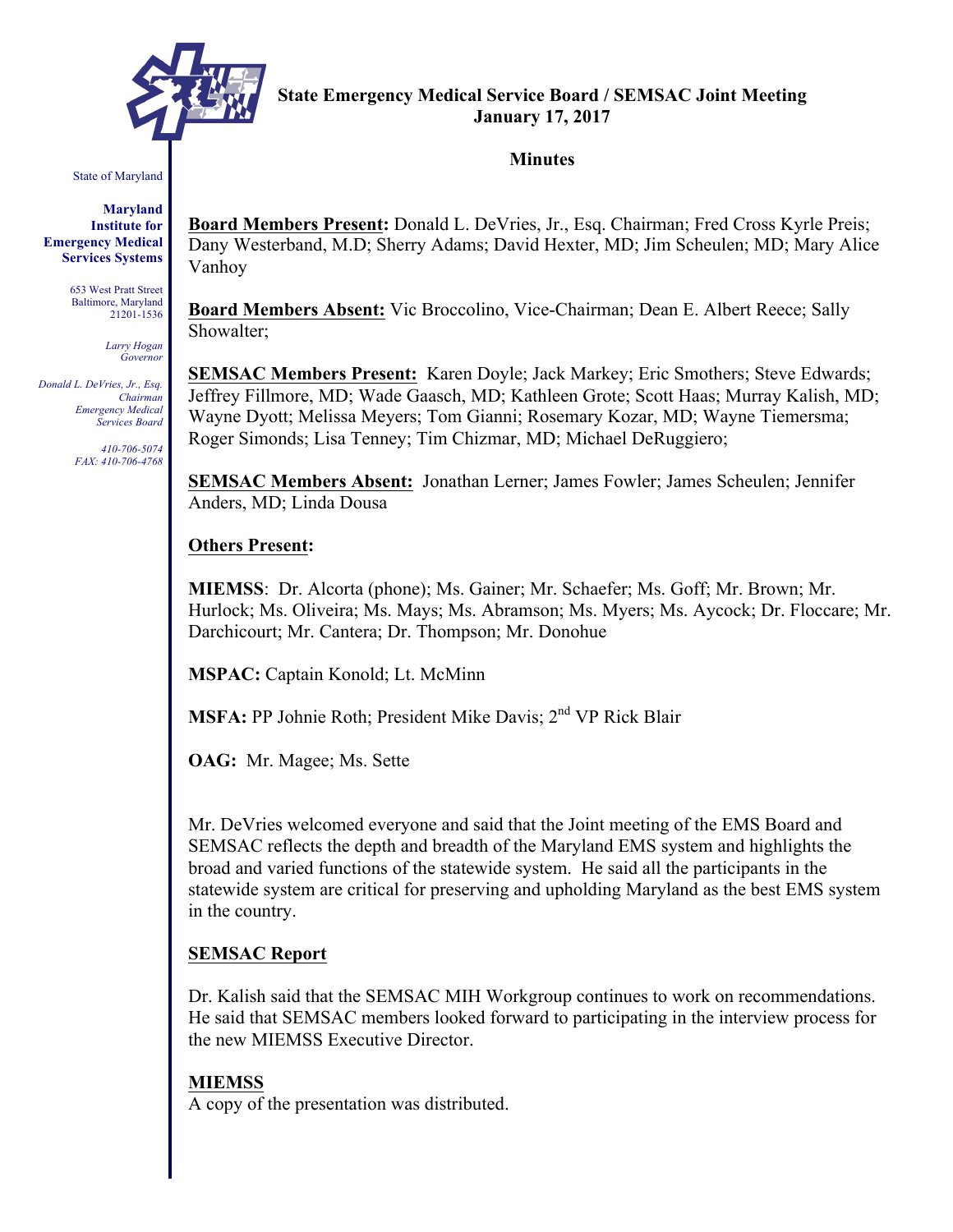**State Emergency Medical Service Board / SEMSAC Joint Meeting**
**January 17, 2017**

**Minutes**

State of Maryland

**Maryland Institute for Emergency Medical Services Systems**

653 West Pratt Street
Baltimore, Maryland
21201-1536

*Larry Hogan*
*Governor*

*Donald L. DeVries, Jr., Esq.*
*Chairman*
*Emergency Medical Services Board*

*410-706-5074*
*FAX: 410-706-4768*

**Board Members Present:** Donald L. DeVries, Jr., Esq. Chairman; Fred Cross Kyrle Preis; Dany Westerband, M.D; Sherry Adams; David Hexter, MD; Jim Scheulen; MD; Mary Alice Vanhoy

**Board Members Absent:** Vic Broccolino, Vice-Chairman; Dean E. Albert Reece; Sally Showalter;

**SEMSAC Members Present:** Karen Doyle; Jack Markey; Eric Smothers; Steve Edwards; Jeffrey Fillmore, MD; Wade Gaasch, MD; Kathleen Grote; Scott Haas; Murray Kalish, MD; Wayne Dyott; Melissa Meyers; Tom Gianni; Rosemary Kozar, MD; Wayne Tiemersma; Roger Simonds; Lisa Tenney; Tim Chizmar, MD; Michael DeRuggiero;

**SEMSAC Members Absent:** Jonathan Lerner; James Fowler; James Scheulen; Jennifer Anders, MD; Linda Dousa

**Others Present:**

**MIEMSS**: Dr. Alcorta (phone); Ms. Gainer; Mr. Schaefer; Ms. Goff; Mr. Brown; Mr. Hurlock; Ms. Oliveira; Ms. Mays; Ms. Abramson; Ms. Myers; Ms. Aycock; Dr. Floccare; Mr. Darchicourt; Mr. Cantera; Dr. Thompson; Mr. Donohue

**MSPAC:** Captain Konold; Lt. McMinn

**MSFA:** PP Johnie Roth; President Mike Davis; 2nd VP Rick Blair

**OAG:** Mr. Magee; Ms. Sette

Mr. DeVries welcomed everyone and said that the Joint meeting of the EMS Board and SEMSAC reflects the depth and breadth of the Maryland EMS system and highlights the broad and varied functions of the statewide system. He said all the participants in the statewide system are critical for preserving and upholding Maryland as the best EMS system in the country.

## SEMSAC Report

Dr. Kalish said that the SEMSAC MIH Workgroup continues to work on recommendations. He said that SEMSAC members looked forward to participating in the interview process for the new MIEMSS Executive Director.

## MIEMSS

A copy of the presentation was distributed.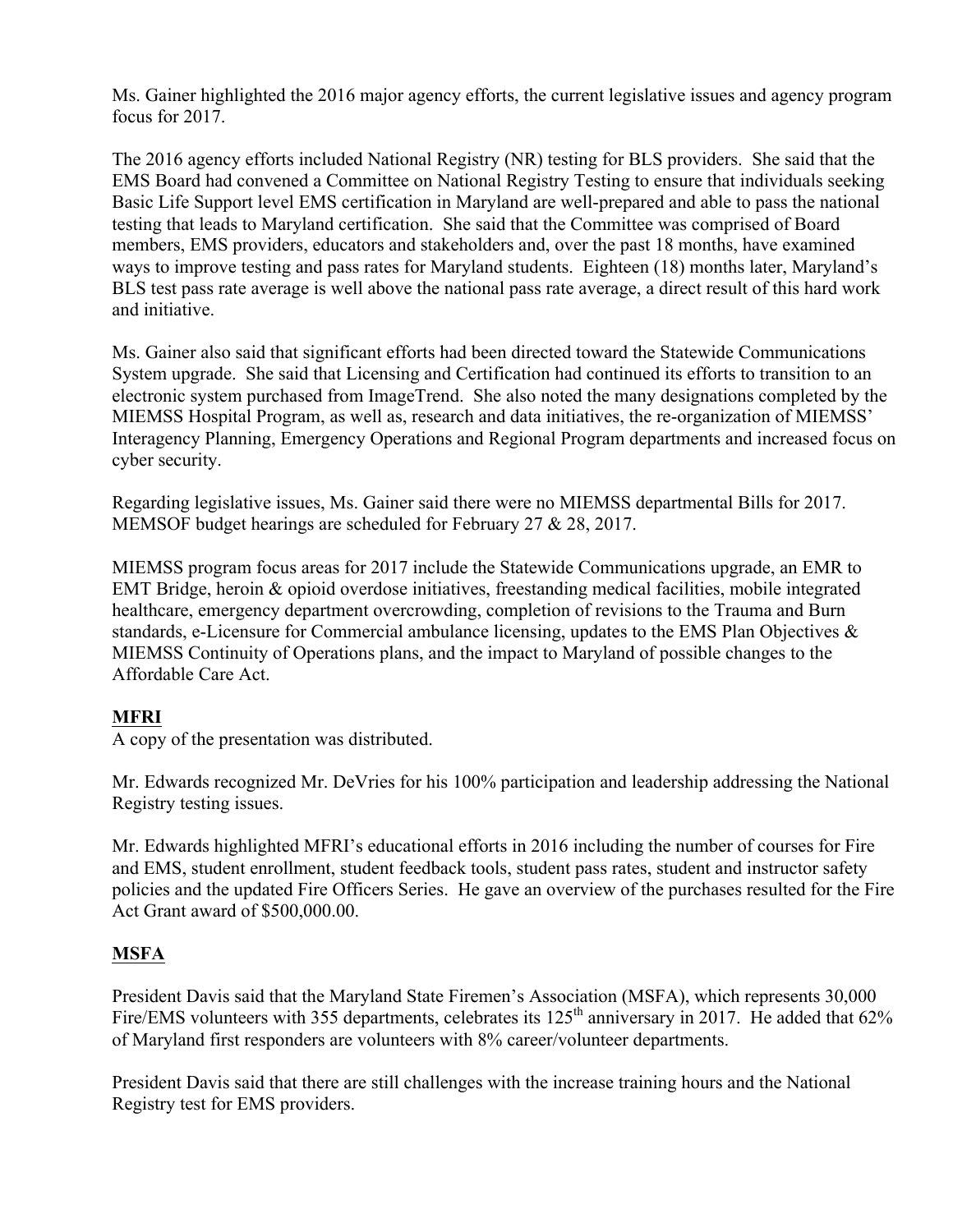Ms. Gainer highlighted the 2016 major agency efforts, the current legislative issues and agency program focus for 2017.

The 2016 agency efforts included National Registry (NR) testing for BLS providers. She said that the EMS Board had convened a Committee on National Registry Testing to ensure that individuals seeking Basic Life Support level EMS certification in Maryland are well-prepared and able to pass the national testing that leads to Maryland certification. She said that the Committee was comprised of Board members, EMS providers, educators and stakeholders and, over the past 18 months, have examined ways to improve testing and pass rates for Maryland students. Eighteen (18) months later, Maryland's BLS test pass rate average is well above the national pass rate average, a direct result of this hard work and initiative.

Ms. Gainer also said that significant efforts had been directed toward the Statewide Communications System upgrade. She said that Licensing and Certification had continued its efforts to transition to an electronic system purchased from ImageTrend. She also noted the many designations completed by the MIEMSS Hospital Program, as well as, research and data initiatives, the re-organization of MIEMSS' Interagency Planning, Emergency Operations and Regional Program departments and increased focus on cyber security.

Regarding legislative issues, Ms. Gainer said there were no MIEMSS departmental Bills for 2017. MEMSOF budget hearings are scheduled for February 27 & 28, 2017.

MIEMSS program focus areas for 2017 include the Statewide Communications upgrade, an EMR to EMT Bridge, heroin & opioid overdose initiatives, freestanding medical facilities, mobile integrated healthcare, emergency department overcrowding, completion of revisions to the Trauma and Burn standards, e-Licensure for Commercial ambulance licensing, updates to the EMS Plan Objectives & MIEMSS Continuity of Operations plans, and the impact to Maryland of possible changes to the Affordable Care Act.

**MFRI**

A copy of the presentation was distributed.

Mr. Edwards recognized Mr. DeVries for his 100% participation and leadership addressing the National Registry testing issues.

Mr. Edwards highlighted MFRI's educational efforts in 2016 including the number of courses for Fire and EMS, student enrollment, student feedback tools, student pass rates, student and instructor safety policies and the updated Fire Officers Series. He gave an overview of the purchases resulted for the Fire Act Grant award of $500,000.00.

**MSFA**

President Davis said that the Maryland State Firemen's Association (MSFA), which represents 30,000 Fire/EMS volunteers with 355 departments, celebrates its 125th anniversary in 2017. He added that 62% of Maryland first responders are volunteers with 8% career/volunteer departments.

President Davis said that there are still challenges with the increase training hours and the National Registry test for EMS providers.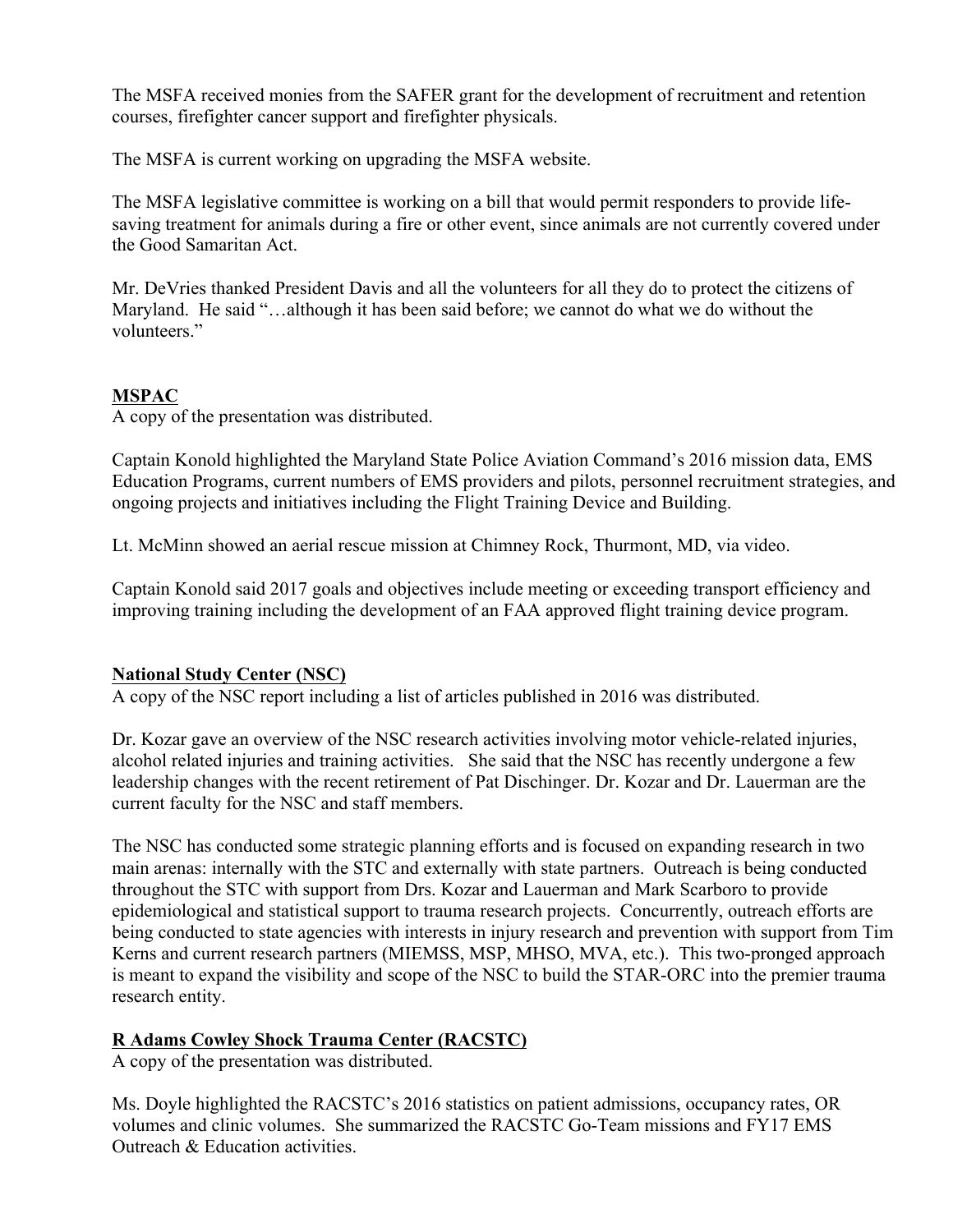The MSFA received monies from the SAFER grant for the development of recruitment and retention courses, firefighter cancer support and firefighter physicals.

The MSFA is current working on upgrading the MSFA website.

The MSFA legislative committee is working on a bill that would permit responders to provide life-saving treatment for animals during a fire or other event, since animals are not currently covered under the Good Samaritan Act.

Mr. DeVries thanked President Davis and all the volunteers for all they do to protect the citizens of Maryland. He said "…although it has been said before; we cannot do what we do without the volunteers."

**MSPAC**

A copy of the presentation was distributed.

Captain Konold highlighted the Maryland State Police Aviation Command's 2016 mission data, EMS Education Programs, current numbers of EMS providers and pilots, personnel recruitment strategies, and ongoing projects and initiatives including the Flight Training Device and Building.

Lt. McMinn showed an aerial rescue mission at Chimney Rock, Thurmont, MD, via video.

Captain Konold said 2017 goals and objectives include meeting or exceeding transport efficiency and improving training including the development of an FAA approved flight training device program.

**National Study Center (NSC)**

A copy of the NSC report including a list of articles published in 2016 was distributed.

Dr. Kozar gave an overview of the NSC research activities involving motor vehicle-related injuries, alcohol related injuries and training activities. She said that the NSC has recently undergone a few leadership changes with the recent retirement of Pat Dischinger. Dr. Kozar and Dr. Lauerman are the current faculty for the NSC and staff members.

The NSC has conducted some strategic planning efforts and is focused on expanding research in two main arenas: internally with the STC and externally with state partners. Outreach is being conducted throughout the STC with support from Drs. Kozar and Lauerman and Mark Scarboro to provide epidemiological and statistical support to trauma research projects. Concurrently, outreach efforts are being conducted to state agencies with interests in injury research and prevention with support from Tim Kerns and current research partners (MIEMSS, MSP, MHSO, MVA, etc.). This two-pronged approach is meant to expand the visibility and scope of the NSC to build the STAR-ORC into the premier trauma research entity.

**R Adams Cowley Shock Trauma Center (RACSTC)**

A copy of the presentation was distributed.

Ms. Doyle highlighted the RACSTC's 2016 statistics on patient admissions, occupancy rates, OR volumes and clinic volumes. She summarized the RACSTC Go-Team missions and FY17 EMS Outreach & Education activities.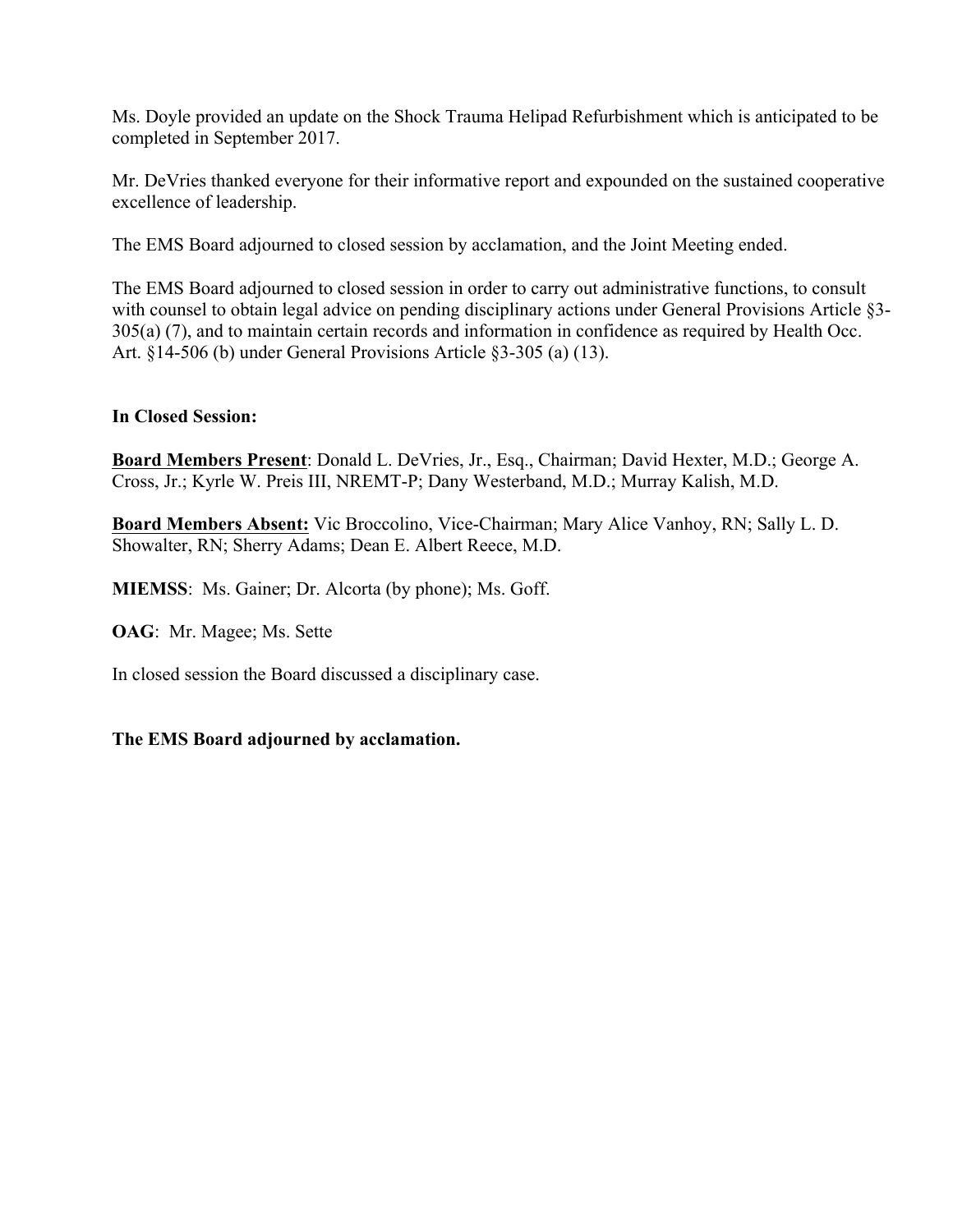Ms. Doyle provided an update on the Shock Trauma Helipad Refurbishment which is anticipated to be completed in September 2017.

Mr. DeVries thanked everyone for their informative report and expounded on the sustained cooperative excellence of leadership.

The EMS Board adjourned to closed session by acclamation, and the Joint Meeting ended.

The EMS Board adjourned to closed session in order to carry out administrative functions, to consult with counsel to obtain legal advice on pending disciplinary actions under General Provisions Article §3-305(a) (7), and to maintain certain records and information in confidence as required by Health Occ. Art. §14-506 (b) under General Provisions Article §3-305 (a) (13).

**In Closed Session:**

**Board Members Present**: Donald L. DeVries, Jr., Esq., Chairman; David Hexter, M.D.; George A. Cross, Jr.; Kyrle W. Preis III, NREMT-P; Dany Westerband, M.D.; Murray Kalish, M.D.

**Board Members Absent:** Vic Broccolino, Vice-Chairman; Mary Alice Vanhoy, RN; Sally L. D. Showalter, RN; Sherry Adams; Dean E. Albert Reece, M.D.

**MIEMSS**: Ms. Gainer; Dr. Alcorta (by phone); Ms. Goff.

**OAG**: Mr. Magee; Ms. Sette

In closed session the Board discussed a disciplinary case.

**The EMS Board adjourned by acclamation.**